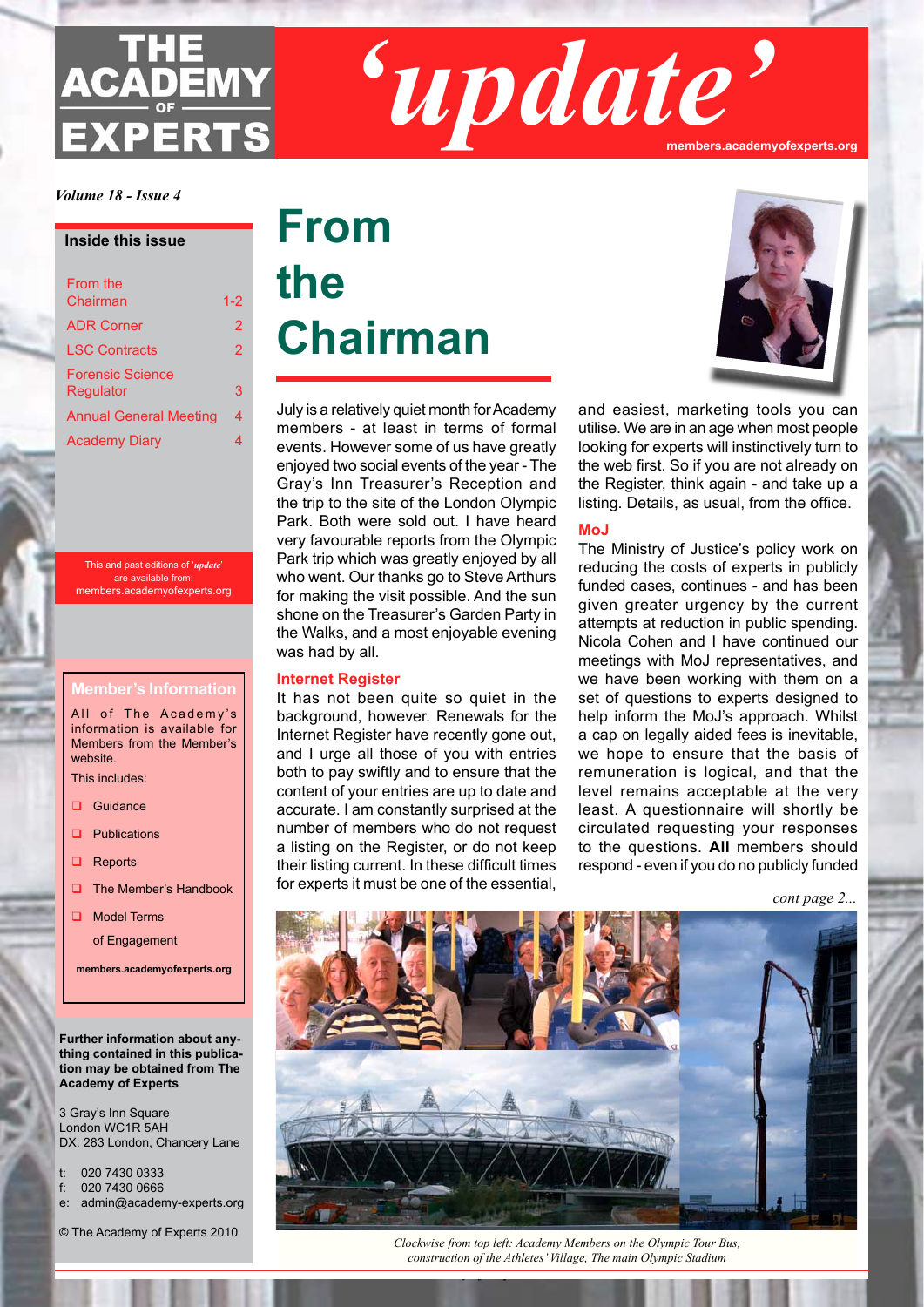# THE ACADEMY OF EXPERTS

# 'update'

members.academyofexperts.org

*Volume 18 - Issue 4*

**Inside this issue**

| | |
|---|---|
| From the Chairman | 1-2 |
| ADR Corner | 2 |
| LSC Contracts | 2 |
| Forensic Science Regulator | 3 |
| Annual General Meeting | 4 |
| Academy Diary | 4 |

This and past editions of '*update*' are available from: members.academyofexperts.org

**Member's Information**

All of The Academy's information is available for Members from the Member's website.

This includes:

- Guidance
- Publications
- Reports
- The Member's Handbook
- Model Terms of Engagement

**members.academyofexperts.org**

**Further information about anything contained in this publication may be obtained from The Academy of Experts**

3 Gray's Inn Square
London WC1R 5AH
DX: 283 London, Chancery Lane

t: 020 7430 0333
f: 020 7430 0666
e: admin@academy-experts.org

© The Academy of Experts 2010

# From the Chairman

July is a relatively quiet month for Academy members - at least in terms of formal events. However some of us have greatly enjoyed two social events of the year - The Gray's Inn Treasurer's Reception and the trip to the site of the London Olympic Park. Both were sold out. I have heard very favourable reports from the Olympic Park trip which was greatly enjoyed by all who went. Our thanks go to Steve Arthurs for making the visit possible. And the sun shone on the Treasurer's Garden Party in the Walks, and a most enjoyable evening was had by all.

## Internet Register

It has not been quite so quiet in the background, however. Renewals for the Internet Register have recently gone out, and I urge all those of you with entries both to pay swiftly and to ensure that the content of your entries are up to date and accurate. I am constantly surprised at the number of members who do not request a listing on the Register, or do not keep their listing current. In these difficult times for experts it must be one of the essential, and easiest, marketing tools you can utilise. We are in an age when most people looking for experts will instinctively turn to the web first. So if you are not already on the Register, think again - and take up a listing. Details, as usual, from the office.

## MoJ

The Ministry of Justice's policy work on reducing the costs of experts in publicly funded cases, continues - and has been given greater urgency by the current attempts at reduction in public spending. Nicola Cohen and I have continued our meetings with MoJ representatives, and we have been working with them on a set of questions to experts designed to help inform the MoJ's approach. Whilst a cap on legally aided fees is inevitable, we hope to ensure that the basis of remuneration is logical, and that the level remains acceptable at the very least. A questionnaire will shortly be circulated requesting your responses to the questions. **All** members should respond - even if you do no publicly funded

*cont page 2...*

*Clockwise from top left: Academy Members on the Olympic Tour Bus, construction of the Athletes' Village, The main Olympic Stadium*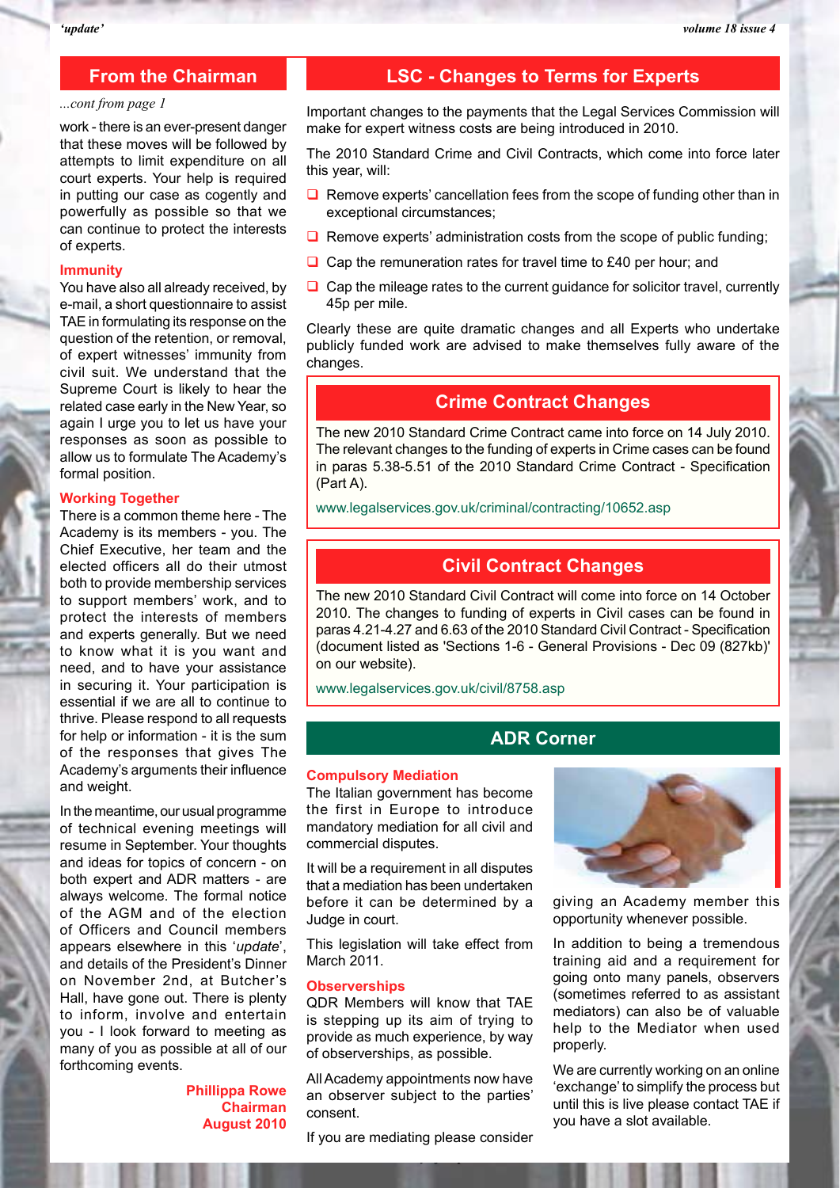## From the Chairman

*...cont from page 1*

work - there is an ever-present danger that these moves will be followed by attempts to limit expenditure on all court experts. Your help is required in putting our case as cogently and powerfully as possible so that we can continue to protect the interests of experts.

### Immunity

You have also all already received, by e-mail, a short questionnaire to assist TAE in formulating its response on the question of the retention, or removal, of expert witnesses' immunity from civil suit. We understand that the Supreme Court is likely to hear the related case early in the New Year, so again I urge you to let us have your responses as soon as possible to allow us to formulate The Academy's formal position.

### Working Together

There is a common theme here - The Academy is its members - you. The Chief Executive, her team and the elected officers all do their utmost both to provide membership services to support members' work, and to protect the interests of members and experts generally. But we need to know what it is you want and need, and to have your assistance in securing it. Your participation is essential if we are all to continue to thrive. Please respond to all requests for help or information - it is the sum of the responses that gives The Academy's arguments their influence and weight.

In the meantime, our usual programme of technical evening meetings will resume in September. Your thoughts and ideas for topics of concern - on both expert and ADR matters - are always welcome. The formal notice of the AGM and of the election of Officers and Council members appears elsewhere in this '*update*', and details of the President's Dinner on November 2nd, at Butcher's Hall, have gone out. There is plenty to inform, involve and entertain you - I look forward to meeting as many of you as possible at all of our forthcoming events.

**Phillippa Rowe**
**Chairman**
**August 2010**

## LSC - Changes to Terms for Experts

Important changes to the payments that the Legal Services Commission will make for expert witness costs are being introduced in 2010.

The 2010 Standard Crime and Civil Contracts, which come into force later this year, will:

- Remove experts' cancellation fees from the scope of funding other than in exceptional circumstances;
- Remove experts' administration costs from the scope of public funding;
- Cap the remuneration rates for travel time to £40 per hour; and
- Cap the mileage rates to the current guidance for solicitor travel, currently 45p per mile.

Clearly these are quite dramatic changes and all Experts who undertake publicly funded work are advised to make themselves fully aware of the changes.

### Crime Contract Changes

The new 2010 Standard Crime Contract came into force on 14 July 2010. The relevant changes to the funding of experts in Crime cases can be found in paras 5.38-5.51 of the 2010 Standard Crime Contract - Specification (Part A).

www.legalservices.gov.uk/criminal/contracting/10652.asp

### Civil Contract Changes

The new 2010 Standard Civil Contract will come into force on 14 October 2010. The changes to funding of experts in Civil cases can be found in paras 4.21-4.27 and 6.63 of the 2010 Standard Civil Contract - Specification (document listed as 'Sections 1-6 - General Provisions - Dec 09 (827kb)' on our website).

www.legalservices.gov.uk/civil/8758.asp

## ADR Corner

### Compulsory Mediation

The Italian government has become the first in Europe to introduce mandatory mediation for all civil and commercial disputes.

It will be a requirement in all disputes that a mediation has been undertaken before it can be determined by a Judge in court.

This legislation will take effect from March 2011.

### Observerships

QDR Members will know that TAE is stepping up its aim of trying to provide as much experience, by way of observerships, as possible.

All Academy appointments now have an observer subject to the parties' consent.

If you are mediating please consider giving an Academy member this opportunity whenever possible.

In addition to being a tremendous training aid and a requirement for going onto many panels, observers (sometimes referred to as assistant mediators) can also be of valuable help to the Mediator when used properly.

We are currently working on an online 'exchange' to simplify the process but until this is live please contact TAE if you have a slot available.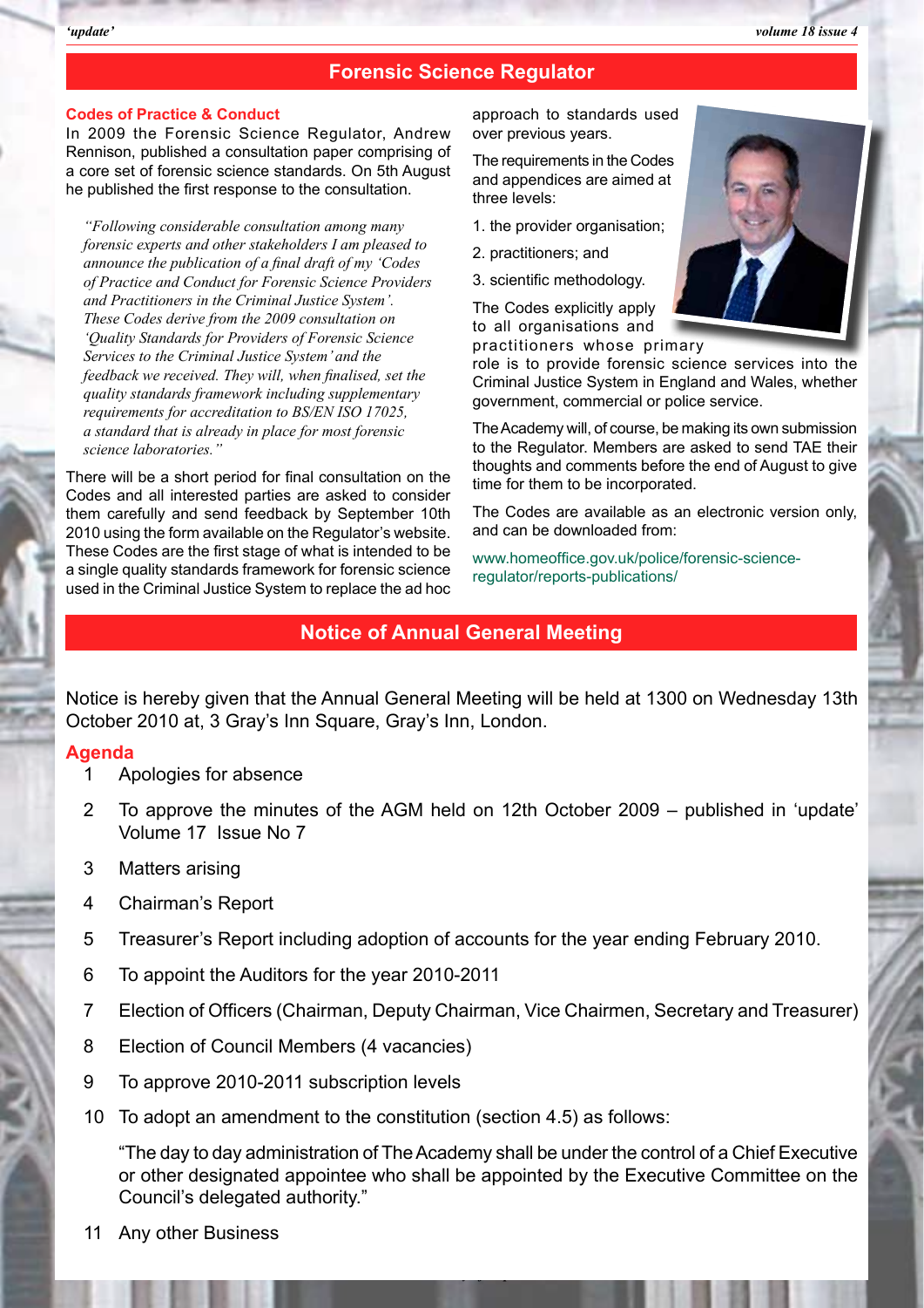## Forensic Science Regulator

### Codes of Practice & Conduct

In 2009 the Forensic Science Regulator, Andrew Rennison, published a consultation paper comprising of a core set of forensic science standards. On 5th August he published the first response to the consultation.

> *"Following considerable consultation among many forensic experts and other stakeholders I am pleased to announce the publication of a final draft of my 'Codes of Practice and Conduct for Forensic Science Providers and Practitioners in the Criminal Justice System'. These Codes derive from the 2009 consultation on 'Quality Standards for Providers of Forensic Science Services to the Criminal Justice System' and the feedback we received. They will, when finalised, set the quality standards framework including supplementary requirements for accreditation to BS/EN ISO 17025, a standard that is already in place for most forensic science laboratories."*

There will be a short period for final consultation on the Codes and all interested parties are asked to consider them carefully and send feedback by September 10th 2010 using the form available on the Regulator's website. These Codes are the first stage of what is intended to be a single quality standards framework for forensic science used in the Criminal Justice System to replace the ad hoc approach to standards used over previous years.

The requirements in the Codes and appendices are aimed at three levels:

1. the provider organisation;
2. practitioners; and
3. scientific methodology.

The Codes explicitly apply to all organisations and practitioners whose primary role is to provide forensic science services into the Criminal Justice System in England and Wales, whether government, commercial or police service.

The Academy will, of course, be making its own submission to the Regulator. Members are asked to send TAE their thoughts and comments before the end of August to give time for them to be incorporated.

The Codes are available as an electronic version only, and can be downloaded from:

www.homeoffice.gov.uk/police/forensic-science-regulator/reports-publications/

## Notice of Annual General Meeting

Notice is hereby given that the Annual General Meeting will be held at 1300 on Wednesday 13th October 2010 at, 3 Gray's Inn Square, Gray's Inn, London.

### Agenda

1. Apologies for absence
2. To approve the minutes of the AGM held on 12th October 2009 – published in 'update' Volume 17 Issue No 7
3. Matters arising
4. Chairman's Report
5. Treasurer's Report including adoption of accounts for the year ending February 2010.
6. To appoint the Auditors for the year 2010-2011
7. Election of Officers (Chairman, Deputy Chairman, Vice Chairmen, Secretary and Treasurer)
8. Election of Council Members (4 vacancies)
9. To approve 2010-2011 subscription levels
10. To adopt an amendment to the constitution (section 4.5) as follows:

    "The day to day administration of The Academy shall be under the control of a Chief Executive or other designated appointee who shall be appointed by the Executive Committee on the Council's delegated authority."

11. Any other Business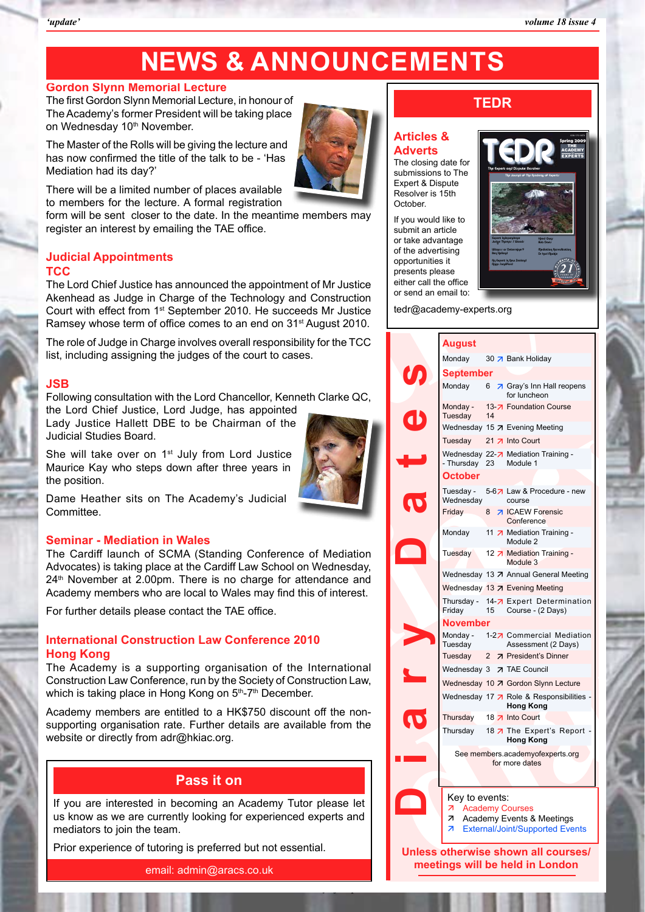# NEWS & ANNOUNCEMENTS

## Gordon Slynn Memorial Lecture

The first Gordon Slynn Memorial Lecture, in honour of The Academy's former President will be taking place on Wednesday 10th November.

The Master of the Rolls will be giving the lecture and has now confirmed the title of the talk to be - 'Has Mediation had its day?'

There will be a limited number of places available to members for the lecture. A formal registration form will be sent closer to the date. In the meantime members may register an interest by emailing the TAE office.

## Judicial Appointments

### TCC

The Lord Chief Justice has announced the appointment of Mr Justice Akenhead as Judge in Charge of the Technology and Construction Court with effect from 1st September 2010. He succeeds Mr Justice Ramsey whose term of office comes to an end on 31st August 2010.

The role of Judge in Charge involves overall responsibility for the TCC list, including assigning the judges of the court to cases.

### JSB

Following consultation with the Lord Chancellor, Kenneth Clarke QC, the Lord Chief Justice, Lord Judge, has appointed Lady Justice Hallett DBE to be Chairman of the Judicial Studies Board.

She will take over on 1st July from Lord Justice Maurice Kay who steps down after three years in the position.

Dame Heather sits on The Academy's Judicial Committee.

## Seminar - Mediation in Wales

The Cardiff launch of SCMA (Standing Conference of Mediation Advocates) is taking place at the Cardiff Law School on Wednesday, 24th November at 2.00pm. There is no charge for attendance and Academy members who are local to Wales may find this of interest.

For further details please contact the TAE office.

## International Construction Law Conference 2010 Hong Kong

The Academy is a supporting organisation of the International Construction Law Conference, run by the Society of Construction Law, which is taking place in Hong Kong on 5th-7th December.

Academy members are entitled to a HK$750 discount off the non-supporting organisation rate. Further details are available from the website or directly from adr@hkiac.org.

## Pass it on

If you are interested in becoming an Academy Tutor please let us know as we are currently looking for experienced experts and mediators to join the team.

Prior experience of tutoring is preferred but not essential.

email: admin@aracs.co.uk

## TEDR

### Articles & Adverts

The closing date for submissions to The Expert & Dispute Resolver is 15th October.

If you would like to submit an article or take advantage of the advertising opportunities it presents please either call the office or send an email to:

tedr@academy-experts.org

## Diary Dates

**August**

| | | |
|---|---|---|
| Monday | 30 | Bank Holiday |

**September**

| | | |
|---|---|---|
| Monday | 6 | Gray's Inn Hall reopens for luncheon |
| Monday - Tuesday | 13-14 | Foundation Course |
| Wednesday | 15 | Evening Meeting |
| Tuesday | 21 | Into Court |
| Wednesday - Thursday | 22-23 | Mediation Training - Module 1 |

**October**

| | | |
|---|---|---|
| Tuesday - Wednesday | 5-6 | Law & Procedure - new course |
| Friday | 8 | ICAEW Forensic Conference |
| Monday | 11 | Mediation Training - Module 2 |
| Tuesday | 12 | Mediation Training - Module 3 |
| Wednesday | 13 | Annual General Meeting |
| Wednesday | 13 | Evening Meeting |
| Thursday - Friday | 14-15 | Expert Determination Course - (2 Days) |

**November**

| | | |
|---|---|---|
| Monday - Tuesday | 1-2 | Commercial Mediation Assessment (2 Days) |
| Tuesday | 2 | President's Dinner |
| Wednesday | 3 | TAE Council |
| Wednesday | 10 | Gordon Slynn Lecture |
| Wednesday | 17 | Role & Responsibilities - **Hong Kong** |
| Thursday | 18 | Into Court |
| Thursday | 18 | The Expert's Report - **Hong Kong** |

See members.academyofexperts.org for more dates

Key to events:
- Academy Courses
- Academy Events & Meetings
- External/Joint/Supported Events

**Unless otherwise shown all courses/ meetings will be held in London**